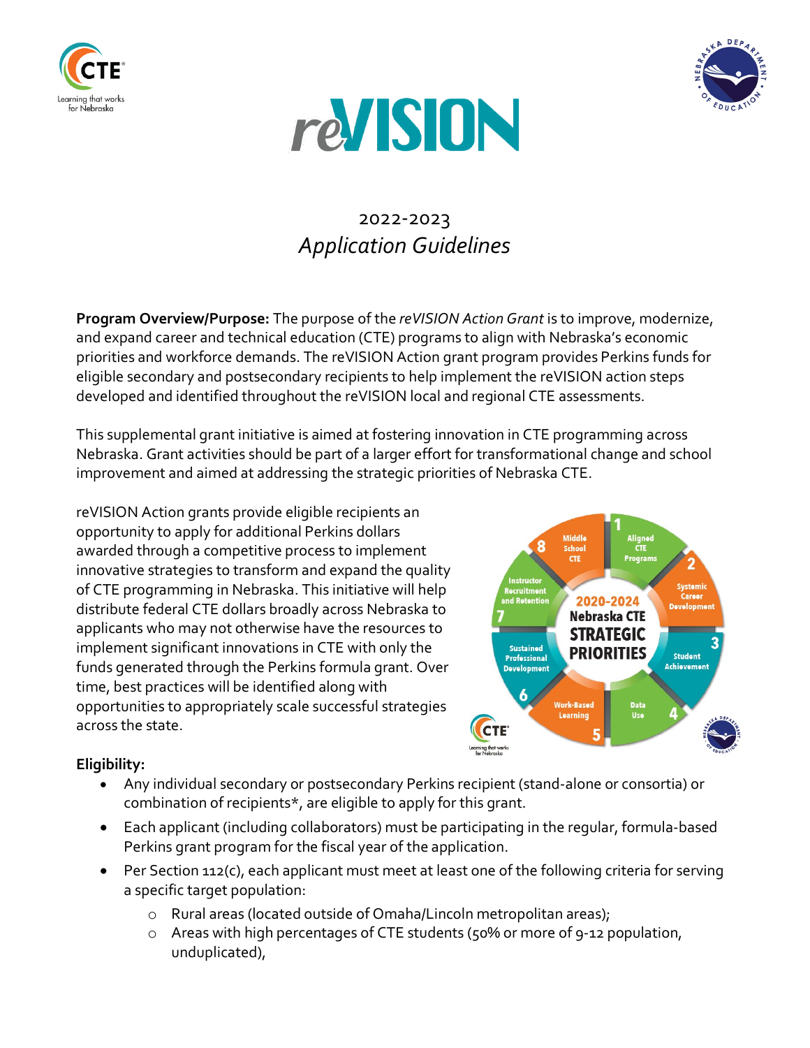# reVISION

## 2022-2023
## *Application Guidelines*

**Program Overview/Purpose:** The purpose of the *reVISION Action Grant* is to improve, modernize, and expand career and technical education (CTE) programs to align with Nebraska's economic priorities and workforce demands. The reVISION Action grant program provides Perkins funds for eligible secondary and postsecondary recipients to help implement the reVISION action steps developed and identified throughout the reVISION local and regional CTE assessments.

This supplemental grant initiative is aimed at fostering innovation in CTE programming across Nebraska. Grant activities should be part of a larger effort for transformational change and school improvement and aimed at addressing the strategic priorities of Nebraska CTE.

reVISION Action grants provide eligible recipients an opportunity to apply for additional Perkins dollars awarded through a competitive process to implement innovative strategies to transform and expand the quality of CTE programming in Nebraska. This initiative will help distribute federal CTE dollars broadly across Nebraska to applicants who may not otherwise have the resources to implement significant innovations in CTE with only the funds generated through the Perkins formula grant. Over time, best practices will be identified along with opportunities to appropriately scale successful strategies across the state.

**2020-2024 Nebraska CTE STRATEGIC PRIORITIES**

1. Aligned CTE Programs
2. Systemic Career Development
3. Student Achievement
4. Data Use
5. Work-Based Learning
6. Sustained Professional Development
7. Instructor Recruitment and Retention
8. Middle School CTE

**Eligibility:**

- Any individual secondary or postsecondary Perkins recipient (stand-alone or consortia) or combination of recipients*, are eligible to apply for this grant.
- Each applicant (including collaborators) must be participating in the regular, formula-based Perkins grant program for the fiscal year of the application.
- Per Section 112(c), each applicant must meet at least one of the following criteria for serving a specific target population:
  - Rural areas (located outside of Omaha/Lincoln metropolitan areas);
  - Areas with high percentages of CTE students (50% or more of 9-12 population, unduplicated),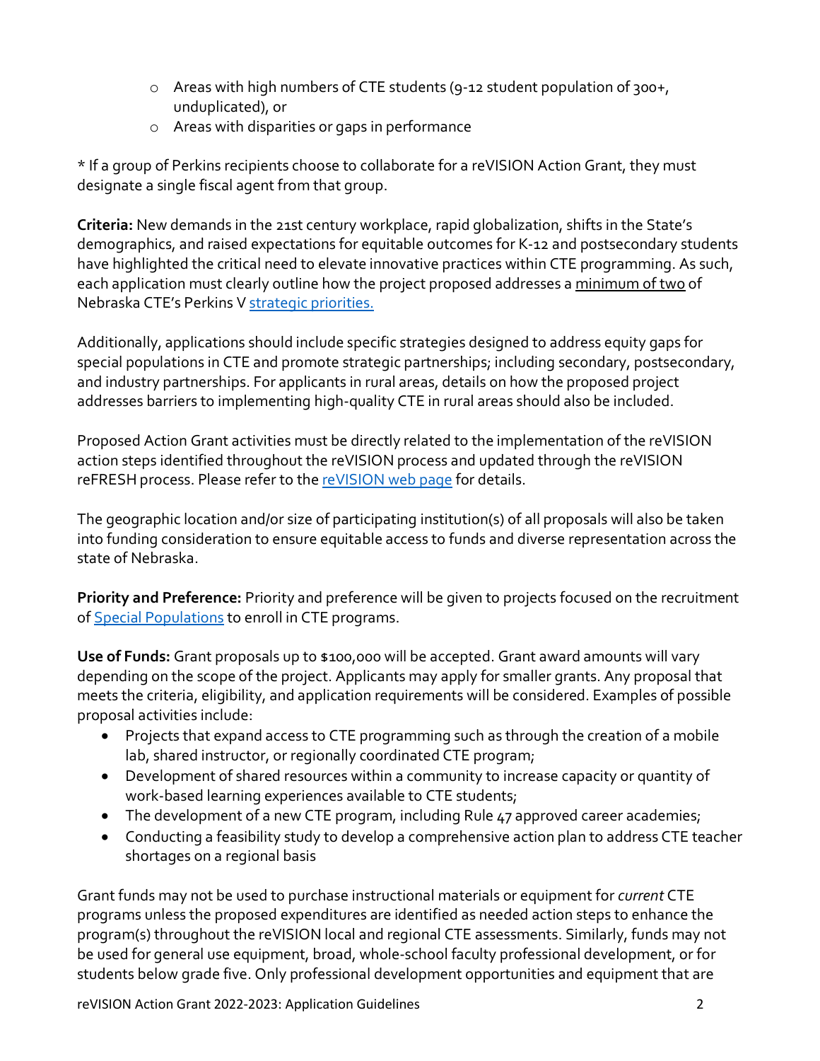- Areas with high numbers of CTE students (9-12 student population of 300+, unduplicated), or
- Areas with disparities or gaps in performance

* If a group of Perkins recipients choose to collaborate for a reVISION Action Grant, they must designate a single fiscal agent from that group.

**Criteria:** New demands in the 21st century workplace, rapid globalization, shifts in the State's demographics, and raised expectations for equitable outcomes for K-12 and postsecondary students have highlighted the critical need to elevate innovative practices within CTE programming. As such, each application must clearly outline how the project proposed addresses a minimum of two of Nebraska CTE's Perkins V [strategic priorities.]

Additionally, applications should include specific strategies designed to address equity gaps for special populations in CTE and promote strategic partnerships; including secondary, postsecondary, and industry partnerships. For applicants in rural areas, details on how the proposed project addresses barriers to implementing high-quality CTE in rural areas should also be included.

Proposed Action Grant activities must be directly related to the implementation of the reVISION action steps identified throughout the reVISION process and updated through the reVISION reFRESH process. Please refer to the [reVISION web page] for details.

The geographic location and/or size of participating institution(s) of all proposals will also be taken into funding consideration to ensure equitable access to funds and diverse representation across the state of Nebraska.

**Priority and Preference:** Priority and preference will be given to projects focused on the recruitment of [Special Populations] to enroll in CTE programs.

**Use of Funds:** Grant proposals up to $100,000 will be accepted. Grant award amounts will vary depending on the scope of the project. Applicants may apply for smaller grants. Any proposal that meets the criteria, eligibility, and application requirements will be considered. Examples of possible proposal activities include:

- Projects that expand access to CTE programming such as through the creation of a mobile lab, shared instructor, or regionally coordinated CTE program;
- Development of shared resources within a community to increase capacity or quantity of work-based learning experiences available to CTE students;
- The development of a new CTE program, including Rule 47 approved career academies;
- Conducting a feasibility study to develop a comprehensive action plan to address CTE teacher shortages on a regional basis

Grant funds may not be used to purchase instructional materials or equipment for *current* CTE programs unless the proposed expenditures are identified as needed action steps to enhance the program(s) throughout the reVISION local and regional CTE assessments. Similarly, funds may not be used for general use equipment, broad, whole-school faculty professional development, or for students below grade five. Only professional development opportunities and equipment that are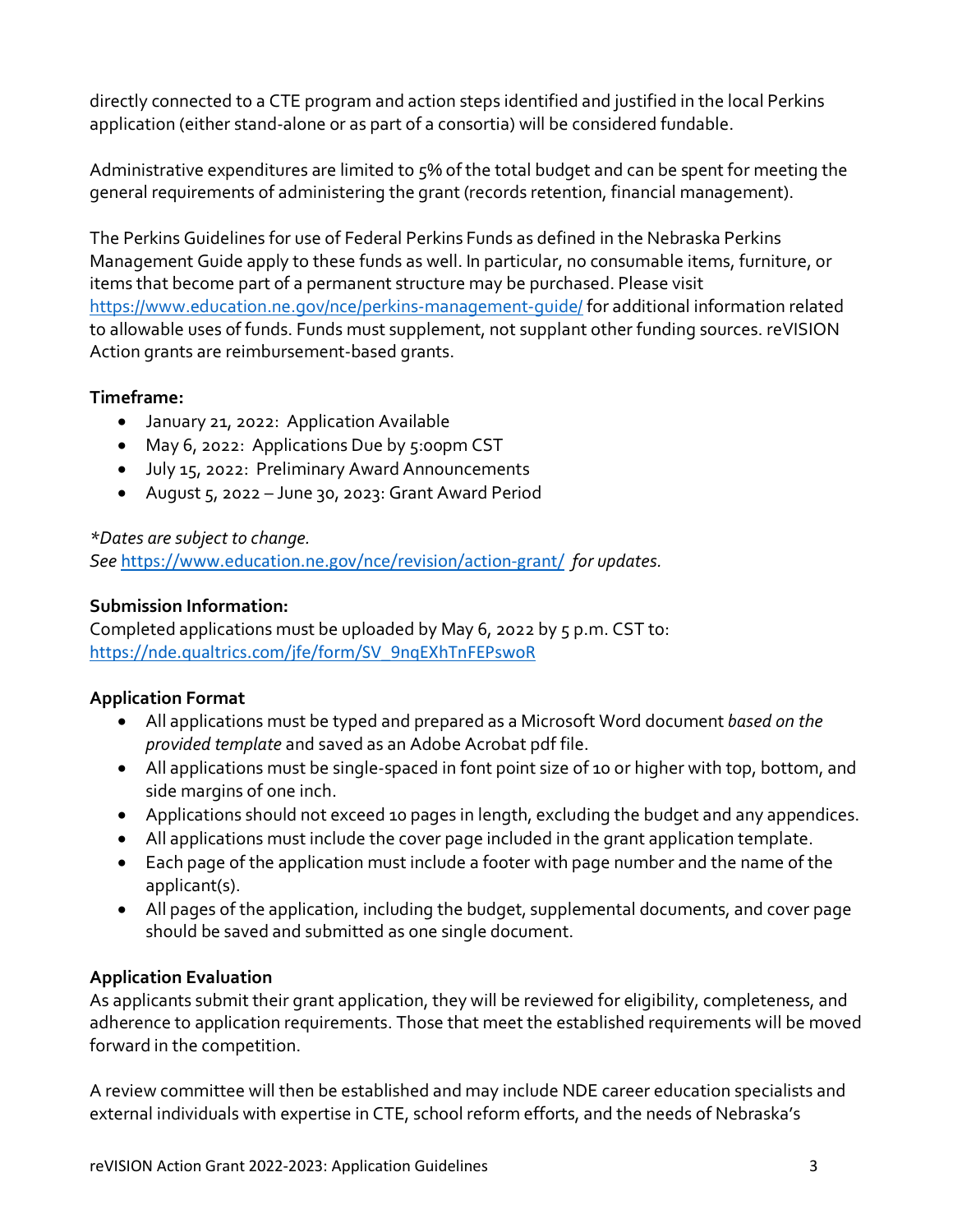directly connected to a CTE program and action steps identified and justified in the local Perkins application (either stand-alone or as part of a consortia) will be considered fundable.

Administrative expenditures are limited to 5% of the total budget and can be spent for meeting the general requirements of administering the grant (records retention, financial management).

The Perkins Guidelines for use of Federal Perkins Funds as defined in the Nebraska Perkins Management Guide apply to these funds as well. In particular, no consumable items, furniture, or items that become part of a permanent structure may be purchased. Please visit [https://www.education.ne.gov/nce/perkins-management-guide/](https://www.education.ne.gov/nce/perkins-management-guide/) for additional information related to allowable uses of funds. Funds must supplement, not supplant other funding sources. reVISION Action grants are reimbursement-based grants.

**Timeframe:**

- January 21, 2022: Application Available
- May 6, 2022: Applications Due by 5:00pm CST
- July 15, 2022: Preliminary Award Announcements
- August 5, 2022 – June 30, 2023: Grant Award Period

*\*Dates are subject to change.*
*See [https://www.education.ne.gov/nce/revision/action-grant/](https://www.education.ne.gov/nce/revision/action-grant/) for updates.*

**Submission Information:**
Completed applications must be uploaded by May 6, 2022 by 5 p.m. CST to: [https://nde.qualtrics.com/jfe/form/SV_9nqEXhTnFEPswoR](https://nde.qualtrics.com/jfe/form/SV_9nqEXhTnFEPswoR)

**Application Format**

- All applications must be typed and prepared as a Microsoft Word document *based on the provided template* and saved as an Adobe Acrobat pdf file.
- All applications must be single-spaced in font point size of 10 or higher with top, bottom, and side margins of one inch.
- Applications should not exceed 10 pages in length, excluding the budget and any appendices.
- All applications must include the cover page included in the grant application template.
- Each page of the application must include a footer with page number and the name of the applicant(s).
- All pages of the application, including the budget, supplemental documents, and cover page should be saved and submitted as one single document.

**Application Evaluation**
As applicants submit their grant application, they will be reviewed for eligibility, completeness, and adherence to application requirements. Those that meet the established requirements will be moved forward in the competition.

A review committee will then be established and may include NDE career education specialists and external individuals with expertise in CTE, school reform efforts, and the needs of Nebraska's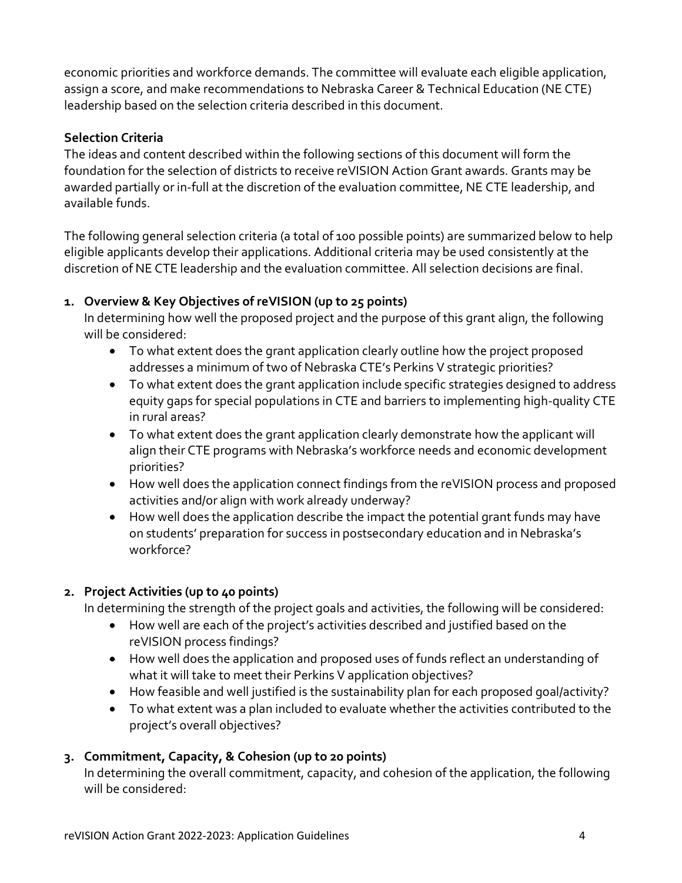economic priorities and workforce demands. The committee will evaluate each eligible application, assign a score, and make recommendations to Nebraska Career & Technical Education (NE CTE) leadership based on the selection criteria described in this document.

**Selection Criteria**

The ideas and content described within the following sections of this document will form the foundation for the selection of districts to receive reVISION Action Grant awards. Grants may be awarded partially or in-full at the discretion of the evaluation committee, NE CTE leadership, and available funds.

The following general selection criteria (a total of 100 possible points) are summarized below to help eligible applicants develop their applications. Additional criteria may be used consistently at the discretion of NE CTE leadership and the evaluation committee. All selection decisions are final.

1. **Overview & Key Objectives of reVISION (up to 25 points)**
   In determining how well the proposed project and the purpose of this grant align, the following will be considered:
   - To what extent does the grant application clearly outline how the project proposed addresses a minimum of two of Nebraska CTE's Perkins V strategic priorities?
   - To what extent does the grant application include specific strategies designed to address equity gaps for special populations in CTE and barriers to implementing high-quality CTE in rural areas?
   - To what extent does the grant application clearly demonstrate how the applicant will align their CTE programs with Nebraska's workforce needs and economic development priorities?
   - How well does the application connect findings from the reVISION process and proposed activities and/or align with work already underway?
   - How well does the application describe the impact the potential grant funds may have on students' preparation for success in postsecondary education and in Nebraska's workforce?

2. **Project Activities (up to 40 points)**
   In determining the strength of the project goals and activities, the following will be considered:
   - How well are each of the project's activities described and justified based on the reVISION process findings?
   - How well does the application and proposed uses of funds reflect an understanding of what it will take to meet their Perkins V application objectives?
   - How feasible and well justified is the sustainability plan for each proposed goal/activity?
   - To what extent was a plan included to evaluate whether the activities contributed to the project's overall objectives?

3. **Commitment, Capacity, & Cohesion (up to 20 points)**
   In determining the overall commitment, capacity, and cohesion of the application, the following will be considered: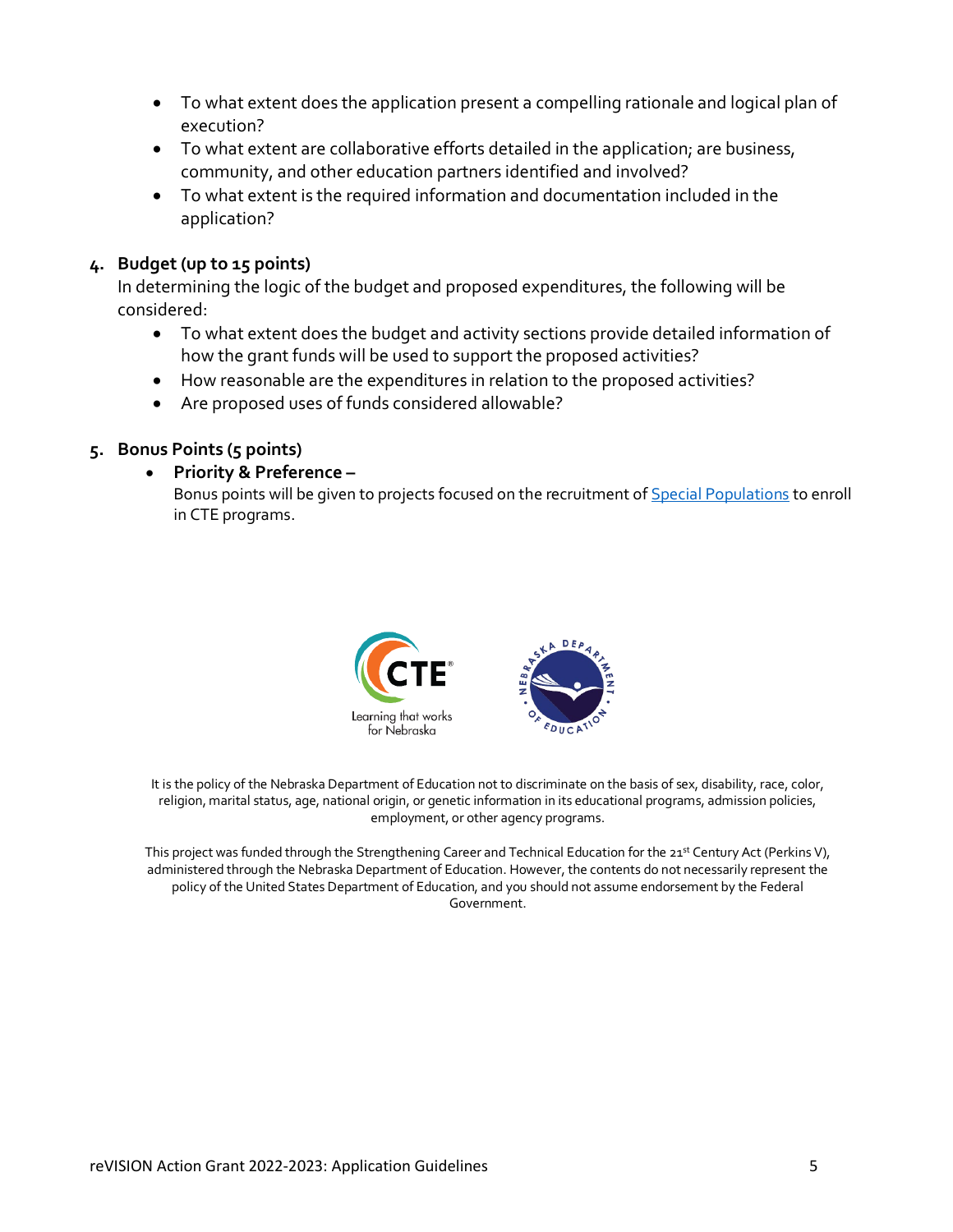- To what extent does the application present a compelling rationale and logical plan of execution?
- To what extent are collaborative efforts detailed in the application; are business, community, and other education partners identified and involved?
- To what extent is the required information and documentation included in the application?

4. **Budget (up to 15 points)**

   In determining the logic of the budget and proposed expenditures, the following will be considered:

   - To what extent does the budget and activity sections provide detailed information of how the grant funds will be used to support the proposed activities?
   - How reasonable are the expenditures in relation to the proposed activities?
   - Are proposed uses of funds considered allowable?

5. **Bonus Points (5 points)**

   - **Priority & Preference –**

     Bonus points will be given to projects focused on the recruitment of Special Populations to enroll in CTE programs.

It is the policy of the Nebraska Department of Education not to discriminate on the basis of sex, disability, race, color, religion, marital status, age, national origin, or genetic information in its educational programs, admission policies, employment, or other agency programs.

This project was funded through the Strengthening Career and Technical Education for the 21st Century Act (Perkins V), administered through the Nebraska Department of Education. However, the contents do not necessarily represent the policy of the United States Department of Education, and you should not assume endorsement by the Federal Government.